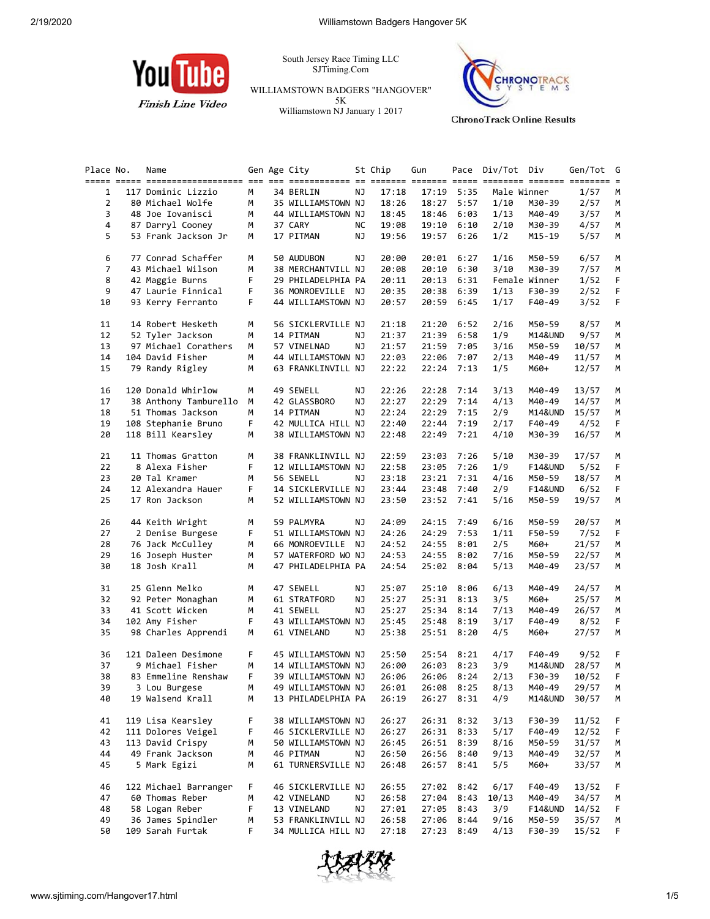South Jersey Race Timing LLC
SJTiming.Com

WILLIAMSTOWN BADGERS "HANGOVER" 5K
Williamstown NJ January 1 2017

YouTube Finish Line Video

ChronoTrack Online Results

| Place | No. | Name | Gen | Age | City | St | Chip | Gun | Pace | Div/Tot | Div | Gen/Tot | G |
|---|---|---|---|---|---|---|---|---|---|---|---|---|---|
| 1 | 117 | Dominic Lizzio | M | 34 | BERLIN | NJ | 17:18 | 17:19 | 5:35 | Male Winner | | 1/57 | M |
| 2 | 80 | Michael Wolfe | M | 35 | WILLIAMSTOWN | NJ | 18:26 | 18:27 | 5:57 | 1/10 | M30-39 | 2/57 | M |
| 3 | 48 | Joe Iovanisci | M | 44 | WILLIAMSTOWN | NJ | 18:45 | 18:46 | 6:03 | 1/13 | M40-49 | 3/57 | M |
| 4 | 87 | Darryl Cooney | M | 37 | CARY | NC | 19:08 | 19:10 | 6:10 | 2/10 | M30-39 | 4/57 | M |
| 5 | 53 | Frank Jackson Jr | M | 17 | PITMAN | NJ | 19:56 | 19:57 | 6:26 | 1/2 | M15-19 | 5/57 | M |
| 6 | 77 | Conrad Schaffer | M | 50 | AUDUBON | NJ | 20:00 | 20:01 | 6:27 | 1/16 | M50-59 | 6/57 | M |
| 7 | 43 | Michael Wilson | M | 38 | MERCHANTVILL | NJ | 20:08 | 20:10 | 6:30 | 3/10 | M30-39 | 7/57 | M |
| 8 | 42 | Maggie Burns | F | 29 | PHILADELPHIA | PA | 20:11 | 20:13 | 6:31 | Female Winner | | 1/52 | F |
| 9 | 47 | Laurie Finnical | F | 36 | MONROEVILLE | NJ | 20:35 | 20:38 | 6:39 | 1/13 | F30-39 | 2/52 | F |
| 10 | 93 | Kerry Ferranto | F | 44 | WILLIAMSTOWN | NJ | 20:57 | 20:59 | 6:45 | 1/17 | F40-49 | 3/52 | F |
| 11 | 14 | Robert Hesketh | M | 56 | SICKLERVILLE | NJ | 21:18 | 21:20 | 6:52 | 2/16 | M50-59 | 8/57 | M |
| 12 | 52 | Tyler Jackson | M | 14 | PITMAN | NJ | 21:37 | 21:39 | 6:58 | 1/9 | M14&UND | 9/57 | M |
| 13 | 97 | Michael Corathers | M | 57 | VINELNAD | NJ | 21:57 | 21:59 | 7:05 | 3/16 | M50-59 | 10/57 | M |
| 14 | 104 | David Fisher | M | 44 | WILLIAMSTOWN | NJ | 22:03 | 22:06 | 7:07 | 2/13 | M40-49 | 11/57 | M |
| 15 | 79 | Randy Rigley | M | 63 | FRANKLINVILL | NJ | 22:22 | 22:24 | 7:13 | 1/5 | M60+ | 12/57 | M |
| 16 | 120 | Donald Whirlow | M | 49 | SEWELL | NJ | 22:26 | 22:28 | 7:14 | 3/13 | M40-49 | 13/57 | M |
| 17 | 38 | Anthony Tamburello | M | 42 | GLASSBORO | NJ | 22:27 | 22:29 | 7:14 | 4/13 | M40-49 | 14/57 | M |
| 18 | 51 | Thomas Jackson | M | 14 | PITMAN | NJ | 22:24 | 22:29 | 7:15 | 2/9 | M14&UND | 15/57 | M |
| 19 | 108 | Stephanie Bruno | F | 42 | MULLICA HILL | NJ | 22:40 | 22:44 | 7:19 | 2/17 | F40-49 | 4/52 | F |
| 20 | 118 | Bill Kearsley | M | 38 | WILLIAMSTOWN | NJ | 22:48 | 22:49 | 7:21 | 4/10 | M30-39 | 16/57 | M |
| 21 | 11 | Thomas Gratton | M | 38 | FRANKLINVILL | NJ | 22:59 | 23:03 | 7:26 | 5/10 | M30-39 | 17/57 | M |
| 22 | 8 | Alexa Fisher | F | 12 | WILLIAMSTOWN | NJ | 22:58 | 23:05 | 7:26 | 1/9 | F14&UND | 5/52 | F |
| 23 | 20 | Tal Kramer | M | 56 | SEWELL | NJ | 23:18 | 23:21 | 7:31 | 4/16 | M50-59 | 18/57 | M |
| 24 | 12 | Alexandra Hauer | F | 14 | SICKLERVILLE | NJ | 23:44 | 23:48 | 7:40 | 2/9 | F14&UND | 6/52 | F |
| 25 | 17 | Ron Jackson | M | 52 | WILLIAMSTOWN | NJ | 23:50 | 23:52 | 7:41 | 5/16 | M50-59 | 19/57 | M |
| 26 | 44 | Keith Wright | M | 59 | PALMYRA | NJ | 24:09 | 24:15 | 7:49 | 6/16 | M50-59 | 20/57 | M |
| 27 | 2 | Denise Burgese | F | 51 | WILLIAMSTOWN | NJ | 24:26 | 24:29 | 7:53 | 1/11 | F50-59 | 7/52 | F |
| 28 | 76 | Jack McCulley | M | 66 | MONROEVILLE | NJ | 24:52 | 24:55 | 8:01 | 2/5 | M60+ | 21/57 | M |
| 29 | 16 | Joseph Huster | M | 57 | WATERFORD WO | NJ | 24:53 | 24:55 | 8:02 | 7/16 | M50-59 | 22/57 | M |
| 30 | 18 | Josh Krall | M | 47 | PHILADELPHIA | PA | 24:54 | 25:02 | 8:04 | 5/13 | M40-49 | 23/57 | M |
| 31 | 25 | Glenn Melko | M | 47 | SEWELL | NJ | 25:07 | 25:10 | 8:06 | 6/13 | M40-49 | 24/57 | M |
| 32 | 92 | Peter Monaghan | M | 61 | STRATFORD | NJ | 25:27 | 25:31 | 8:13 | 3/5 | M60+ | 25/57 | M |
| 33 | 41 | Scott Wicken | M | 41 | SEWELL | NJ | 25:27 | 25:34 | 8:14 | 7/13 | M40-49 | 26/57 | M |
| 34 | 102 | Amy Fisher | F | 43 | WILLIAMSTOWN | NJ | 25:45 | 25:48 | 8:19 | 3/17 | F40-49 | 8/52 | F |
| 35 | 98 | Charles Apprendi | M | 61 | VINELAND | NJ | 25:38 | 25:51 | 8:20 | 4/5 | M60+ | 27/57 | M |
| 36 | 121 | Daleen Desimone | F | 45 | WILLIAMSTOWN | NJ | 25:50 | 25:54 | 8:21 | 4/17 | F40-49 | 9/52 | F |
| 37 | 9 | Michael Fisher | M | 14 | WILLIAMSTOWN | NJ | 26:00 | 26:03 | 8:23 | 3/9 | M14&UND | 28/57 | M |
| 38 | 83 | Emmeline Renshaw | F | 39 | WILLIAMSTOWN | NJ | 26:06 | 26:06 | 8:24 | 2/13 | F30-39 | 10/52 | F |
| 39 | 3 | Lou Burgese | M | 49 | WILLIAMSTOWN | NJ | 26:01 | 26:08 | 8:25 | 8/13 | M40-49 | 29/57 | M |
| 40 | 19 | Walsend Krall | M | 13 | PHILADELPHIA | PA | 26:19 | 26:27 | 8:31 | 4/9 | M14&UND | 30/57 | M |
| 41 | 119 | Lisa Kearsley | F | 38 | WILLIAMSTOWN | NJ | 26:27 | 26:31 | 8:32 | 3/13 | F30-39 | 11/52 | F |
| 42 | 111 | Dolores Veigel | F | 46 | SICKLERVILLE | NJ | 26:27 | 26:31 | 8:33 | 5/17 | F40-49 | 12/52 | F |
| 43 | 113 | David Crispy | M | 50 | WILLIAMSTOWN | NJ | 26:45 | 26:51 | 8:39 | 8/16 | M50-59 | 31/57 | M |
| 44 | 49 | Frank Jackson | M | 46 | PITMAN | NJ | 26:50 | 26:56 | 8:40 | 9/13 | M40-49 | 32/57 | M |
| 45 | 5 | Mark Egizi | M | 61 | TURNERSVILLE | NJ | 26:48 | 26:57 | 8:41 | 5/5 | M60+ | 33/57 | M |
| 46 | 122 | Michael Barranger | F | 46 | SICKLERVILLE | NJ | 26:55 | 27:02 | 8:42 | 6/17 | F40-49 | 13/52 | F |
| 47 | 60 | Thomas Reber | M | 42 | VINELAND | NJ | 26:58 | 27:04 | 8:43 | 10/13 | M40-49 | 34/57 | M |
| 48 | 58 | Logan Reber | F | 13 | VINELAND | NJ | 27:01 | 27:05 | 8:43 | 3/9 | F14&UND | 14/52 | F |
| 49 | 36 | James Spindler | M | 53 | FRANKLINVILL | NJ | 26:58 | 27:06 | 8:44 | 9/16 | M50-59 | 35/57 | M |
| 50 | 109 | Sarah Furtak | F | 34 | MULLICA HILL | NJ | 27:18 | 27:23 | 8:49 | 4/13 | F30-39 | 15/52 | F |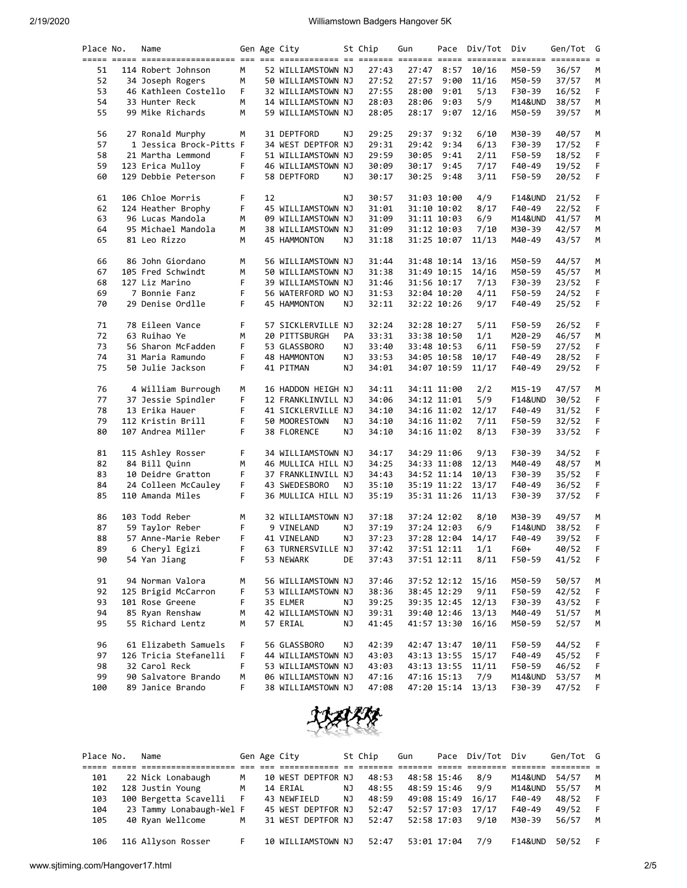| Place | No. | Name | Gen | Age | City | St | Chip | Gun | Pace | Div/Tot | Div | Gen/Tot | G |
|---|---|---|---|---|---|---|---|---|---|---|---|---|---|
| 51 | 114 | Robert Johnson | M | 52 | WILLIAMSTOWN | NJ | 27:43 | 27:47 | 8:57 | 10/16 | M50-59 | 36/57 | M |
| 52 | 34 | Joseph Rogers | M | 50 | WILLIAMSTOWN | NJ | 27:52 | 27:57 | 9:00 | 11/16 | M50-59 | 37/57 | M |
| 53 | 46 | Kathleen Costello | F | 32 | WILLIAMSTOWN | NJ | 27:55 | 28:00 | 9:01 | 5/13 | F30-39 | 16/52 | F |
| 54 | 33 | Hunter Reck | M | 14 | WILLIAMSTOWN | NJ | 28:03 | 28:06 | 9:03 | 5/9 | M14&UND | 38/57 | M |
| 55 | 99 | Mike Richards | M | 59 | WILLIAMSTOWN | NJ | 28:05 | 28:17 | 9:07 | 12/16 | M50-59 | 39/57 | M |
| 56 | 27 | Ronald Murphy | M | 31 | DEPTFORD | NJ | 29:25 | 29:37 | 9:32 | 6/10 | M30-39 | 40/57 | M |
| 57 | 1 | Jessica Brock-Pitts | F | 34 | WEST DEPTFOR | NJ | 29:31 | 29:42 | 9:34 | 6/13 | F30-39 | 17/52 | F |
| 58 | 21 | Martha Lemmond | F | 51 | WILLIAMSTOWN | NJ | 29:59 | 30:05 | 9:41 | 2/11 | F50-59 | 18/52 | F |
| 59 | 123 | Erica Mulloy | F | 46 | WILLIAMSTOWN | NJ | 30:09 | 30:17 | 9:45 | 7/17 | F40-49 | 19/52 | F |
| 60 | 129 | Debbie Peterson | F | 58 | DEPTFORD | NJ | 30:17 | 30:25 | 9:48 | 3/11 | F50-59 | 20/52 | F |
| 61 | 106 | Chloe Morris | F | 12 | | NJ | 30:57 | 31:03 | 10:00 | 4/9 | F14&UND | 21/52 | F |
| 62 | 124 | Heather Brophy | F | 45 | WILLIAMSTOWN | NJ | 31:01 | 31:10 | 10:02 | 8/17 | F40-49 | 22/52 | F |
| 63 | 96 | Lucas Mandola | M | 09 | WILLIAMSTOWN | NJ | 31:09 | 31:11 | 10:03 | 6/9 | M14&UND | 41/57 | M |
| 64 | 95 | Michael Mandola | M | 38 | WILLIAMSTOWN | NJ | 31:09 | 31:12 | 10:03 | 7/10 | M30-39 | 42/57 | M |
| 65 | 81 | Leo Rizzo | M | 45 | HAMMONTON | NJ | 31:18 | 31:25 | 10:07 | 11/13 | M40-49 | 43/57 | M |
| 66 | 86 | John Giordano | M | 56 | WILLIAMSTOWN | NJ | 31:44 | 31:48 | 10:14 | 13/16 | M50-59 | 44/57 | M |
| 67 | 105 | Fred Schwindt | M | 50 | WILLIAMSTOWN | NJ | 31:38 | 31:49 | 10:15 | 14/16 | M50-59 | 45/57 | M |
| 68 | 127 | Liz Marino | F | 39 | WILLIAMSTOWN | NJ | 31:46 | 31:56 | 10:17 | 7/13 | F30-39 | 23/52 | F |
| 69 | 7 | Bonnie Fanz | F | 56 | WATERFORD WO | NJ | 31:53 | 32:04 | 10:20 | 4/11 | F50-59 | 24/52 | F |
| 70 | 29 | Denise Ordlle | F | 45 | HAMMONTON | NJ | 32:11 | 32:22 | 10:26 | 9/17 | F40-49 | 25/52 | F |
| 71 | 78 | Eileen Vance | F | 57 | SICKLERVILLE | NJ | 32:24 | 32:28 | 10:27 | 5/11 | F50-59 | 26/52 | F |
| 72 | 63 | Ruihao Ye | M | 20 | PITTSBURGH | PA | 33:31 | 33:38 | 10:50 | 1/1 | M20-29 | 46/57 | M |
| 73 | 56 | Sharon McFadden | F | 53 | GLASSBORO | NJ | 33:40 | 33:48 | 10:53 | 6/11 | F50-59 | 27/52 | F |
| 74 | 31 | Maria Ramundo | F | 48 | HAMMONTON | NJ | 33:53 | 34:05 | 10:58 | 10/17 | F40-49 | 28/52 | F |
| 75 | 50 | Julie Jackson | F | 41 | PITMAN | NJ | 34:01 | 34:07 | 10:59 | 11/17 | F40-49 | 29/52 | F |
| 76 | 4 | William Burrough | M | 16 | HADDON HEIGH | NJ | 34:11 | 34:11 | 11:00 | 2/2 | M15-19 | 47/57 | M |
| 77 | 37 | Jessie Spindler | F | 12 | FRANKLINVILL | NJ | 34:06 | 34:12 | 11:01 | 5/9 | F14&UND | 30/52 | F |
| 78 | 13 | Erika Hauer | F | 41 | SICKLERVILLE | NJ | 34:10 | 34:16 | 11:02 | 12/17 | F40-49 | 31/52 | F |
| 79 | 112 | Kristin Brill | F | 50 | MOORESTOWN | NJ | 34:10 | 34:16 | 11:02 | 7/11 | F50-59 | 32/52 | F |
| 80 | 107 | Andrea Miller | F | 38 | FLORENCE | NJ | 34:10 | 34:16 | 11:02 | 8/13 | F30-39 | 33/52 | F |
| 81 | 115 | Ashley Rosser | F | 34 | WILLIAMSTOWN | NJ | 34:17 | 34:29 | 11:06 | 9/13 | F30-39 | 34/52 | F |
| 82 | 84 | Bill Quinn | M | 46 | MULLICA HILL | NJ | 34:25 | 34:33 | 11:08 | 12/13 | M40-49 | 48/57 | M |
| 83 | 10 | Deidre Gratton | F | 37 | FRANKLINVILL | NJ | 34:43 | 34:52 | 11:14 | 10/13 | F30-39 | 35/52 | F |
| 84 | 24 | Colleen McCauley | F | 43 | SWEDESBORO | NJ | 35:10 | 35:19 | 11:22 | 13/17 | F40-49 | 36/52 | F |
| 85 | 110 | Amanda Miles | F | 36 | MULLICA HILL | NJ | 35:19 | 35:31 | 11:26 | 11/13 | F30-39 | 37/52 | F |
| 86 | 103 | Todd Reber | M | 32 | WILLIAMSTOWN | NJ | 37:18 | 37:24 | 12:02 | 8/10 | M30-39 | 49/57 | M |
| 87 | 59 | Taylor Reber | F | 9 | VINELAND | NJ | 37:19 | 37:24 | 12:03 | 6/9 | F14&UND | 38/52 | F |
| 88 | 57 | Anne-Marie Reber | F | 41 | VINELAND | NJ | 37:23 | 37:28 | 12:04 | 14/17 | F40-49 | 39/52 | F |
| 89 | 6 | Cheryl Egizi | F | 63 | TURNERSVILLE | NJ | 37:42 | 37:51 | 12:11 | 1/1 | F60+ | 40/52 | F |
| 90 | 54 | Yan Jiang | F | 53 | NEWARK | DE | 37:43 | 37:51 | 12:11 | 8/11 | F50-59 | 41/52 | F |
| 91 | 94 | Norman Valora | M | 56 | WILLIAMSTOWN | NJ | 37:46 | 37:52 | 12:12 | 15/16 | M50-59 | 50/57 | M |
| 92 | 125 | Brigid McCarron | F | 53 | WILLIAMSTOWN | NJ | 38:36 | 38:45 | 12:29 | 9/11 | F50-59 | 42/52 | F |
| 93 | 101 | Rose Greene | F | 35 | ELMER | NJ | 39:25 | 39:35 | 12:45 | 12/13 | F30-39 | 43/52 | F |
| 94 | 85 | Ryan Renshaw | M | 42 | WILLIAMSTOWN | NJ | 39:31 | 39:40 | 12:46 | 13/13 | M40-49 | 51/57 | M |
| 95 | 55 | Richard Lentz | M | 57 | ERIAL | NJ | 41:45 | 41:57 | 13:30 | 16/16 | M50-59 | 52/57 | M |
| 96 | 61 | Elizabeth Samuels | F | 56 | GLASSBORO | NJ | 42:39 | 42:47 | 13:47 | 10/11 | F50-59 | 44/52 | F |
| 97 | 126 | Tricia Stefanelli | F | 44 | WILLIAMSTOWN | NJ | 43:03 | 43:13 | 13:55 | 15/17 | F40-49 | 45/52 | F |
| 98 | 32 | Carol Reck | F | 53 | WILLIAMSTOWN | NJ | 43:03 | 43:13 | 13:55 | 11/11 | F50-59 | 46/52 | F |
| 99 | 90 | Salvatore Brando | M | 06 | WILLIAMSTOWN | NJ | 47:16 | 47:16 | 15:13 | 7/9 | M14&UND | 53/57 | M |
| 100 | 89 | Janice Brando | F | 38 | WILLIAMSTOWN | NJ | 47:08 | 47:20 | 15:14 | 13/13 | F30-39 | 47/52 | F |
| 101 | 22 | Nick Lonabaugh | M | 10 | WEST DEPTFOR | NJ | 48:53 | 48:58 | 15:46 | 8/9 | M14&UND | 54/57 | M |
| 102 | 128 | Justin Young | M | 14 | ERIAL | NJ | 48:55 | 48:59 | 15:46 | 9/9 | M14&UND | 55/57 | M |
| 103 | 100 | Bergetta Scavelli | F | 43 | NEWFIELD | NJ | 48:59 | 49:08 | 15:49 | 16/17 | F40-49 | 48/52 | F |
| 104 | 23 | Tammy Lonabaugh-Wel | F | 45 | WEST DEPTFOR | NJ | 52:47 | 52:57 | 17:03 | 17/17 | F40-49 | 49/52 | F |
| 105 | 40 | Ryan Wellcome | M | 31 | WEST DEPTFOR | NJ | 52:47 | 52:58 | 17:03 | 9/10 | M30-39 | 56/57 | M |
| 106 | 116 | Allyson Rosser | F | 10 | WILLIAMSTOWN | NJ | 52:47 | 53:01 | 17:04 | 7/9 | F14&UND | 50/52 | F |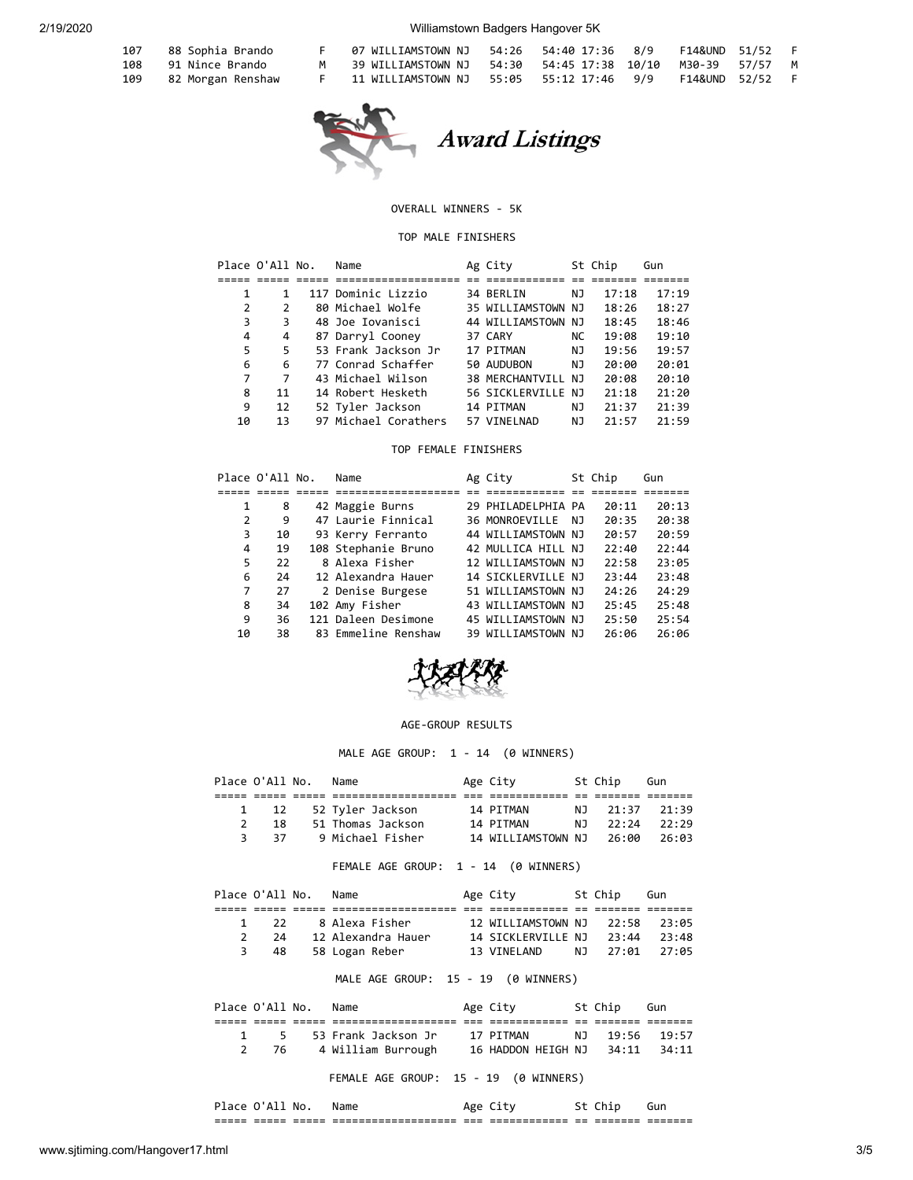| | | | | | | | | | | | |
|---|---|---|---|---|---|---|---|---|---|---|---|
| 107 | 88 Sophia Brando | F | 07 WILLIAMSTOWN NJ | 54:26 | 54:40 | 17:36 | 8/9 | F14&UND | 51/52 | F |
| 108 | 91 Nince Brando | M | 39 WILLIAMSTOWN NJ | 54:30 | 54:45 | 17:38 | 10/10 | M30-39 | 57/57 | M |
| 109 | 82 Morgan Renshaw | F | 11 WILLIAMSTOWN NJ | 55:05 | 55:12 | 17:46 | 9/9 | F14&UND | 52/52 | F |

# Award Listings

## OVERALL WINNERS - 5K

### TOP MALE FINISHERS

| Place | O'All | No. | Name | Ag | City | St | Chip | Gun |
|---|---|---|---|---|---|---|---|---|
| 1 | 1 | 117 | Dominic Lizzio | 34 | BERLIN | NJ | 17:18 | 17:19 |
| 2 | 2 | 80 | Michael Wolfe | 35 | WILLIAMSTOWN | NJ | 18:26 | 18:27 |
| 3 | 3 | 48 | Joe Iovanisci | 44 | WILLIAMSTOWN | NJ | 18:45 | 18:46 |
| 4 | 4 | 87 | Darryl Cooney | 37 | CARY | NC | 19:08 | 19:10 |
| 5 | 5 | 53 | Frank Jackson Jr | 17 | PITMAN | NJ | 19:56 | 19:57 |
| 6 | 6 | 77 | Conrad Schaffer | 50 | AUDUBON | NJ | 20:00 | 20:01 |
| 7 | 7 | 43 | Michael Wilson | 38 | MERCHANTVILL | NJ | 20:08 | 20:10 |
| 8 | 11 | 14 | Robert Hesketh | 56 | SICKLERVILLE | NJ | 21:18 | 21:20 |
| 9 | 12 | 52 | Tyler Jackson | 14 | PITMAN | NJ | 21:37 | 21:39 |
| 10 | 13 | 97 | Michael Corathers | 57 | VINELNAD | NJ | 21:57 | 21:59 |

### TOP FEMALE FINISHERS

| Place | O'All | No. | Name | Ag | City | St | Chip | Gun |
|---|---|---|---|---|---|---|---|---|
| 1 | 8 | 42 | Maggie Burns | 29 | PHILADELPHIA | PA | 20:11 | 20:13 |
| 2 | 9 | 47 | Laurie Finnical | 36 | MONROEVILLE | NJ | 20:35 | 20:38 |
| 3 | 10 | 93 | Kerry Ferranto | 44 | WILLIAMSTOWN | NJ | 20:57 | 20:59 |
| 4 | 19 | 108 | Stephanie Bruno | 42 | MULLICA HILL | NJ | 22:40 | 22:44 |
| 5 | 22 | 8 | Alexa Fisher | 12 | WILLIAMSTOWN | NJ | 22:58 | 23:05 |
| 6 | 24 | 12 | Alexandra Hauer | 14 | SICKLERVILLE | NJ | 23:44 | 23:48 |
| 7 | 27 | 2 | Denise Burgese | 51 | WILLIAMSTOWN | NJ | 24:26 | 24:29 |
| 8 | 34 | 102 | Amy Fisher | 43 | WILLIAMSTOWN | NJ | 25:45 | 25:48 |
| 9 | 36 | 121 | Daleen Desimone | 45 | WILLIAMSTOWN | NJ | 25:50 | 25:54 |
| 10 | 38 | 83 | Emmeline Renshaw | 39 | WILLIAMSTOWN | NJ | 26:06 | 26:06 |

## AGE-GROUP RESULTS

### MALE AGE GROUP: 1 - 14 (0 WINNERS)

| Place | O'All | No. | Name | Age | City | St | Chip | Gun |
|---|---|---|---|---|---|---|---|---|
| 1 | 12 | 52 | Tyler Jackson | 14 | PITMAN | NJ | 21:37 | 21:39 |
| 2 | 18 | 51 | Thomas Jackson | 14 | PITMAN | NJ | 22:24 | 22:29 |
| 3 | 37 | 9 | Michael Fisher | 14 | WILLIAMSTOWN | NJ | 26:00 | 26:03 |

### FEMALE AGE GROUP: 1 - 14 (0 WINNERS)

| Place | O'All | No. | Name | Age | City | St | Chip | Gun |
|---|---|---|---|---|---|---|---|---|
| 1 | 22 | 8 | Alexa Fisher | 12 | WILLIAMSTOWN | NJ | 22:58 | 23:05 |
| 2 | 24 | 12 | Alexandra Hauer | 14 | SICKLERVILLE | NJ | 23:44 | 23:48 |
| 3 | 48 | 58 | Logan Reber | 13 | VINELAND | NJ | 27:01 | 27:05 |

### MALE AGE GROUP: 15 - 19 (0 WINNERS)

| Place | O'All | No. | Name | Age | City | St | Chip | Gun |
|---|---|---|---|---|---|---|---|---|
| 1 | 5 | 53 | Frank Jackson Jr | 17 | PITMAN | NJ | 19:56 | 19:57 |
| 2 | 76 | 4 | William Burrough | 16 | HADDON HEIGH | NJ | 34:11 | 34:11 |

### FEMALE AGE GROUP: 15 - 19 (0 WINNERS)

| Place | O'All | No. | Name | Age | City | St | Chip | Gun |
|---|---|---|---|---|---|---|---|---|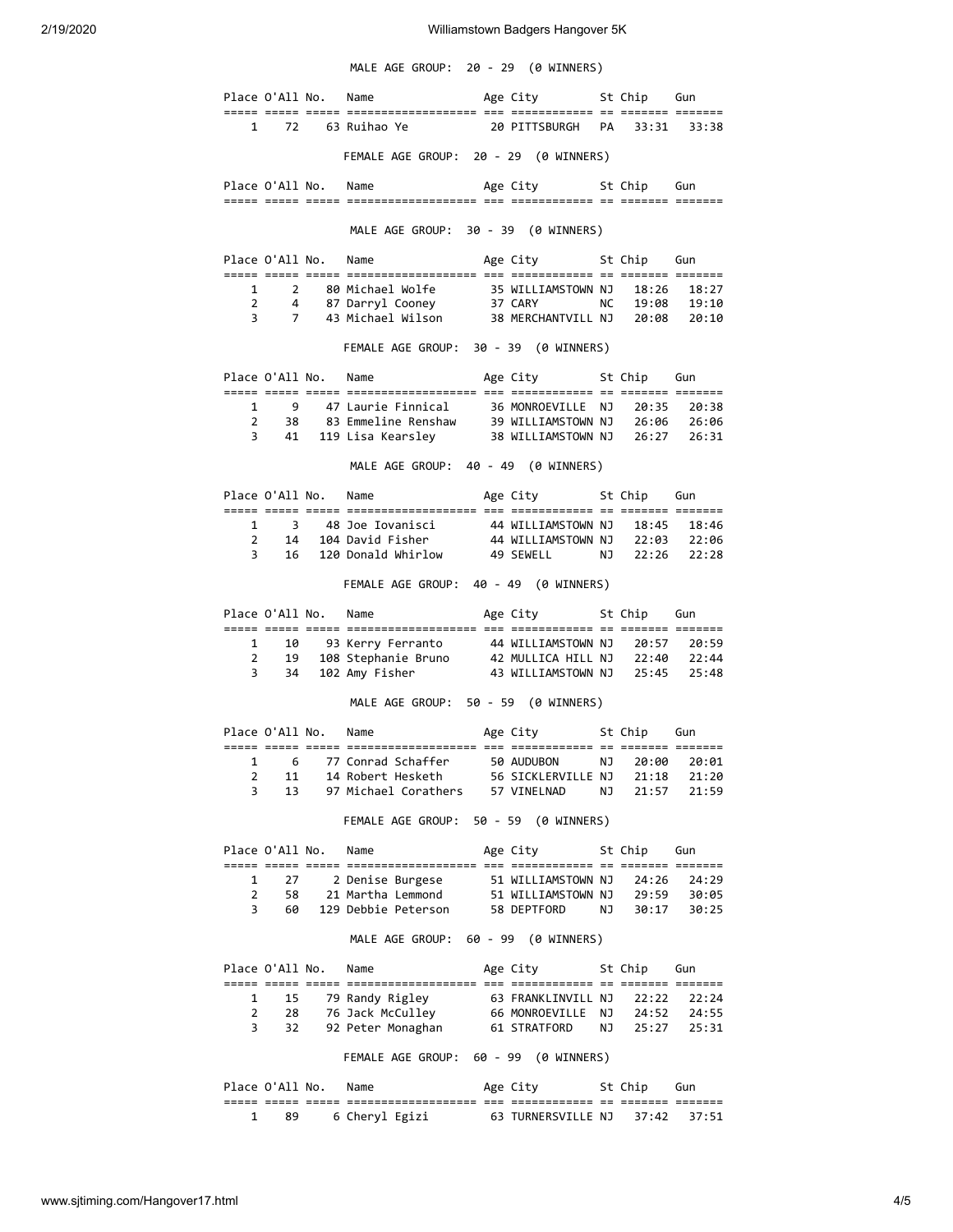### MALE AGE GROUP: 20 - 29 (0 WINNERS)

| Place | O'All | No. | Name | Age | City | St | Chip | Gun |
|---|---|---|---|---|---|---|---|---|
| 1 | 72 | 63 | Ruihao Ye | 20 | PITTSBURGH | PA | 33:31 | 33:38 |

### FEMALE AGE GROUP: 20 - 29 (0 WINNERS)

| Place | O'All | No. | Name | Age | City | St | Chip | Gun |
|---|---|---|---|---|---|---|---|---|

### MALE AGE GROUP: 30 - 39 (0 WINNERS)

| Place | O'All | No. | Name | Age | City | St | Chip | Gun |
|---|---|---|---|---|---|---|---|---|
| 1 | 2 | 80 | Michael Wolfe | 35 | WILLIAMSTOWN | NJ | 18:26 | 18:27 |
| 2 | 4 | 87 | Darryl Cooney | 37 | CARY | NC | 19:08 | 19:10 |
| 3 | 7 | 43 | Michael Wilson | 38 | MERCHANTVILL | NJ | 20:08 | 20:10 |

### FEMALE AGE GROUP: 30 - 39 (0 WINNERS)

| Place | O'All | No. | Name | Age | City | St | Chip | Gun |
|---|---|---|---|---|---|---|---|---|
| 1 | 9 | 47 | Laurie Finnical | 36 | MONROEVILLE | NJ | 20:35 | 20:38 |
| 2 | 38 | 83 | Emmeline Renshaw | 39 | WILLIAMSTOWN | NJ | 26:06 | 26:06 |
| 3 | 41 | 119 | Lisa Kearsley | 38 | WILLIAMSTOWN | NJ | 26:27 | 26:31 |

### MALE AGE GROUP: 40 - 49 (0 WINNERS)

| Place | O'All | No. | Name | Age | City | St | Chip | Gun |
|---|---|---|---|---|---|---|---|---|
| 1 | 3 | 48 | Joe Iovanisci | 44 | WILLIAMSTOWN | NJ | 18:45 | 18:46 |
| 2 | 14 | 104 | David Fisher | 44 | WILLIAMSTOWN | NJ | 22:03 | 22:06 |
| 3 | 16 | 120 | Donald Whirlow | 49 | SEWELL | NJ | 22:26 | 22:28 |

### FEMALE AGE GROUP: 40 - 49 (0 WINNERS)

| Place | O'All | No. | Name | Age | City | St | Chip | Gun |
|---|---|---|---|---|---|---|---|---|
| 1 | 10 | 93 | Kerry Ferranto | 44 | WILLIAMSTOWN | NJ | 20:57 | 20:59 |
| 2 | 19 | 108 | Stephanie Bruno | 42 | MULLICA HILL | NJ | 22:40 | 22:44 |
| 3 | 34 | 102 | Amy Fisher | 43 | WILLIAMSTOWN | NJ | 25:45 | 25:48 |

### MALE AGE GROUP: 50 - 59 (0 WINNERS)

| Place | O'All | No. | Name | Age | City | St | Chip | Gun |
|---|---|---|---|---|---|---|---|---|
| 1 | 6 | 77 | Conrad Schaffer | 50 | AUDUBON | NJ | 20:00 | 20:01 |
| 2 | 11 | 14 | Robert Hesketh | 56 | SICKLERVILLE | NJ | 21:18 | 21:20 |
| 3 | 13 | 97 | Michael Corathers | 57 | VINELNAD | NJ | 21:57 | 21:59 |

### FEMALE AGE GROUP: 50 - 59 (0 WINNERS)

| Place | O'All | No. | Name | Age | City | St | Chip | Gun |
|---|---|---|---|---|---|---|---|---|
| 1 | 27 | 2 | Denise Burgese | 51 | WILLIAMSTOWN | NJ | 24:26 | 24:29 |
| 2 | 58 | 21 | Martha Lemmond | 51 | WILLIAMSTOWN | NJ | 29:59 | 30:05 |
| 3 | 60 | 129 | Debbie Peterson | 58 | DEPTFORD | NJ | 30:17 | 30:25 |

### MALE AGE GROUP: 60 - 99 (0 WINNERS)

| Place | O'All | No. | Name | Age | City | St | Chip | Gun |
|---|---|---|---|---|---|---|---|---|
| 1 | 15 | 79 | Randy Rigley | 63 | FRANKLINVILL | NJ | 22:22 | 22:24 |
| 2 | 28 | 76 | Jack McCulley | 66 | MONROEVILLE | NJ | 24:52 | 24:55 |
| 3 | 32 | 92 | Peter Monaghan | 61 | STRATFORD | NJ | 25:27 | 25:31 |

### FEMALE AGE GROUP: 60 - 99 (0 WINNERS)

| Place | O'All | No. | Name | Age | City | St | Chip | Gun |
|---|---|---|---|---|---|---|---|---|
| 1 | 89 | 6 | Cheryl Egizi | 63 | TURNERSVILLE | NJ | 37:42 | 37:51 |